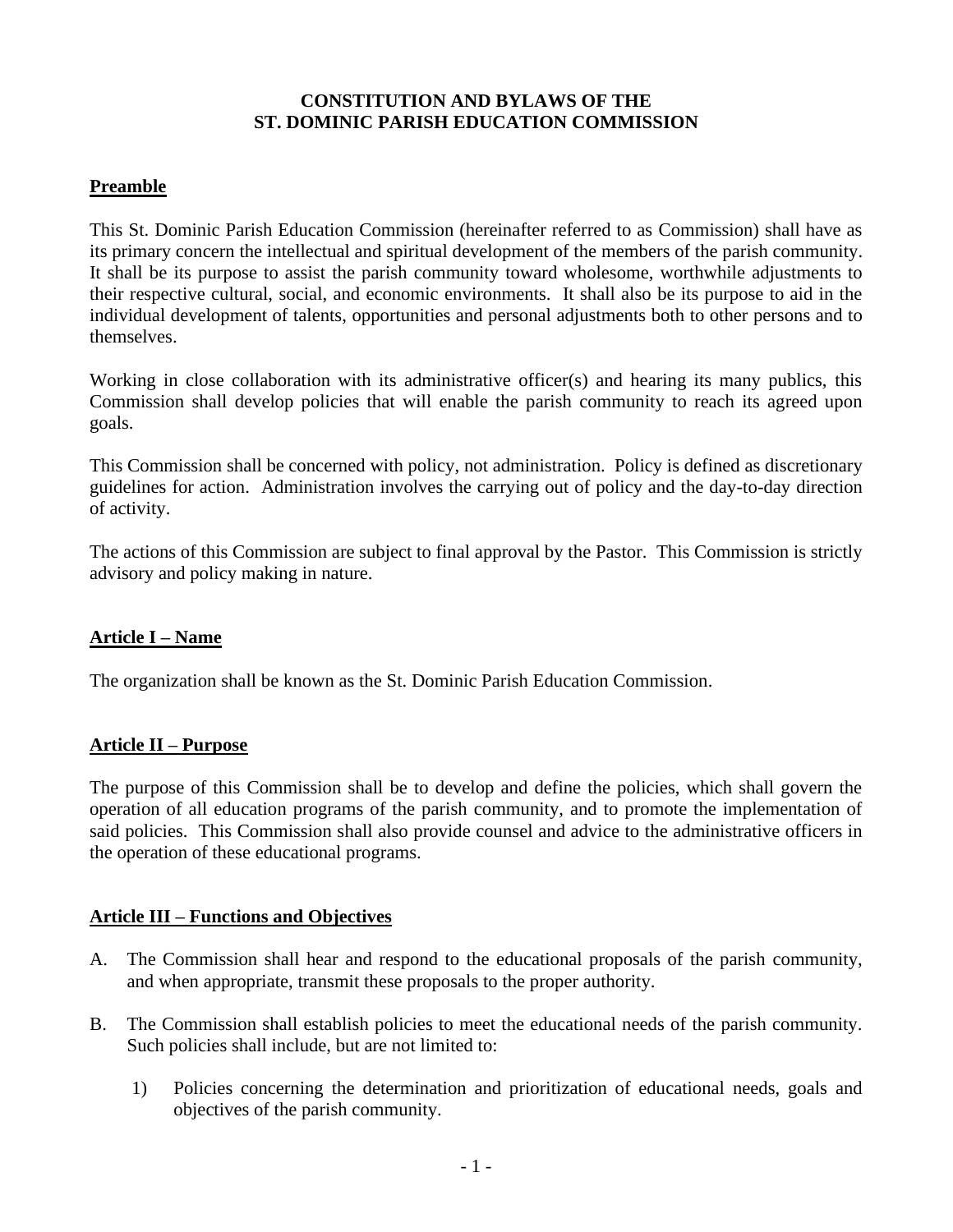# CONSTITUTION AND BYLAWS OF THE ST. DOMINIC PARISH EDUCATION COMMISSION

## Preamble

This St. Dominic Parish Education Commission (hereinafter referred to as Commission) shall have as its primary concern the intellectual and spiritual development of the members of the parish community. It shall be its purpose to assist the parish community toward wholesome, worthwhile adjustments to their respective cultural, social, and economic environments. It shall also be its purpose to aid in the individual development of talents, opportunities and personal adjustments both to other persons and to themselves.

Working in close collaboration with its administrative officer(s) and hearing its many publics, this Commission shall develop policies that will enable the parish community to reach its agreed upon goals.

This Commission shall be concerned with policy, not administration. Policy is defined as discretionary guidelines for action. Administration involves the carrying out of policy and the day-to-day direction of activity.

The actions of this Commission are subject to final approval by the Pastor. This Commission is strictly advisory and policy making in nature.

## Article I – Name

The organization shall be known as the St. Dominic Parish Education Commission.

## Article II – Purpose

The purpose of this Commission shall be to develop and define the policies, which shall govern the operation of all education programs of the parish community, and to promote the implementation of said policies. This Commission shall also provide counsel and advice to the administrative officers in the operation of these educational programs.

## Article III – Functions and Objectives

A. The Commission shall hear and respond to the educational proposals of the parish community, and when appropriate, transmit these proposals to the proper authority.

B. The Commission shall establish policies to meet the educational needs of the parish community. Such policies shall include, but are not limited to:

   1) Policies concerning the determination and prioritization of educational needs, goals and objectives of the parish community.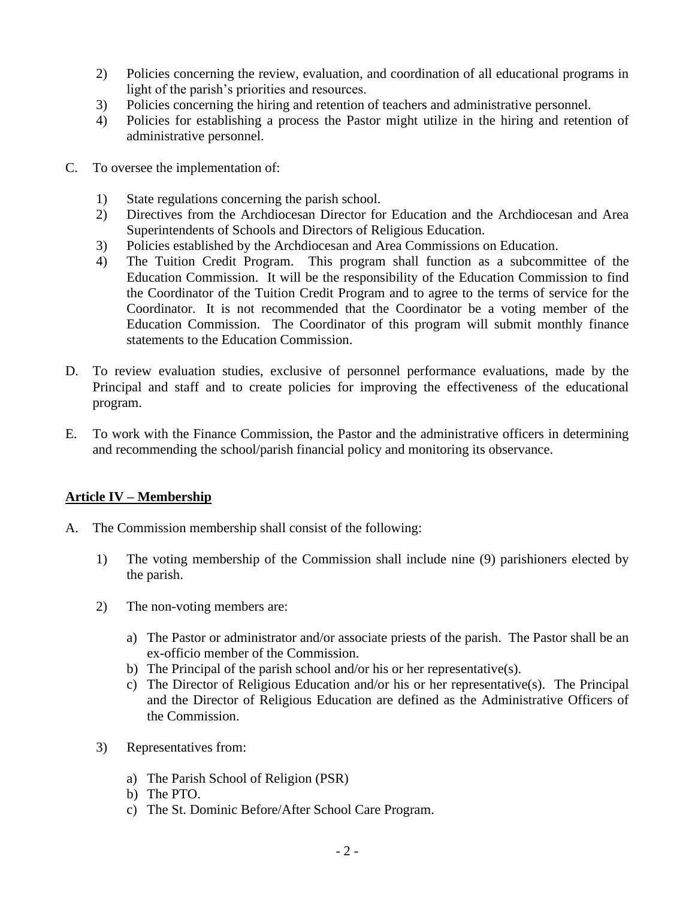2) Policies concerning the review, evaluation, and coordination of all educational programs in light of the parish's priorities and resources.
3) Policies concerning the hiring and retention of teachers and administrative personnel.
4) Policies for establishing a process the Pastor might utilize in the hiring and retention of administrative personnel.

C. To oversee the implementation of:

1) State regulations concerning the parish school.
2) Directives from the Archdiocesan Director for Education and the Archdiocesan and Area Superintendents of Schools and Directors of Religious Education.
3) Policies established by the Archdiocesan and Area Commissions on Education.
4) The Tuition Credit Program. This program shall function as a subcommittee of the Education Commission. It will be the responsibility of the Education Commission to find the Coordinator of the Tuition Credit Program and to agree to the terms of service for the Coordinator. It is not recommended that the Coordinator be a voting member of the Education Commission. The Coordinator of this program will submit monthly finance statements to the Education Commission.

D. To review evaluation studies, exclusive of personnel performance evaluations, made by the Principal and staff and to create policies for improving the effectiveness of the educational program.

E. To work with the Finance Commission, the Pastor and the administrative officers in determining and recommending the school/parish financial policy and monitoring its observance.

## Article IV – Membership

A. The Commission membership shall consist of the following:

1) The voting membership of the Commission shall include nine (9) parishioners elected by the parish.

2) The non-voting members are:

   a) The Pastor or administrator and/or associate priests of the parish. The Pastor shall be an ex-officio member of the Commission.
   b) The Principal of the parish school and/or his or her representative(s).
   c) The Director of Religious Education and/or his or her representative(s). The Principal and the Director of Religious Education are defined as the Administrative Officers of the Commission.

3) Representatives from:

   a) The Parish School of Religion (PSR)
   b) The PTO.
   c) The St. Dominic Before/After School Care Program.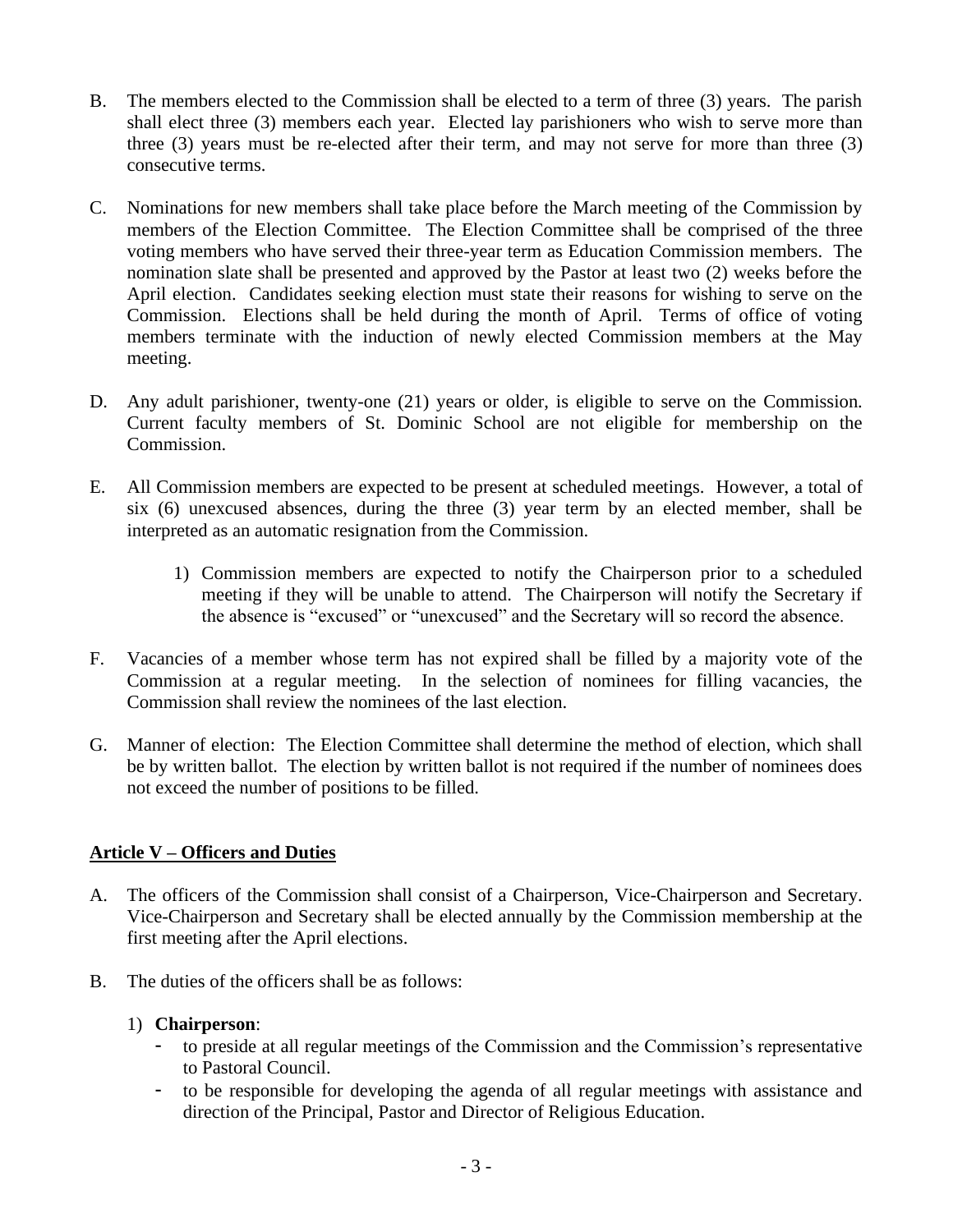B. The members elected to the Commission shall be elected to a term of three (3) years. The parish shall elect three (3) members each year. Elected lay parishioners who wish to serve more than three (3) years must be re-elected after their term, and may not serve for more than three (3) consecutive terms.

C. Nominations for new members shall take place before the March meeting of the Commission by members of the Election Committee. The Election Committee shall be comprised of the three voting members who have served their three-year term as Education Commission members. The nomination slate shall be presented and approved by the Pastor at least two (2) weeks before the April election. Candidates seeking election must state their reasons for wishing to serve on the Commission. Elections shall be held during the month of April. Terms of office of voting members terminate with the induction of newly elected Commission members at the May meeting.

D. Any adult parishioner, twenty-one (21) years or older, is eligible to serve on the Commission. Current faculty members of St. Dominic School are not eligible for membership on the Commission.

E. All Commission members are expected to be present at scheduled meetings. However, a total of six (6) unexcused absences, during the three (3) year term by an elected member, shall be interpreted as an automatic resignation from the Commission.

   1) Commission members are expected to notify the Chairperson prior to a scheduled meeting if they will be unable to attend. The Chairperson will notify the Secretary if the absence is "excused" or "unexcused" and the Secretary will so record the absence.

F. Vacancies of a member whose term has not expired shall be filled by a majority vote of the Commission at a regular meeting. In the selection of nominees for filling vacancies, the Commission shall review the nominees of the last election.

G. Manner of election: The Election Committee shall determine the method of election, which shall be by written ballot. The election by written ballot is not required if the number of nominees does not exceed the number of positions to be filled.

## Article V – Officers and Duties

A. The officers of the Commission shall consist of a Chairperson, Vice-Chairperson and Secretary. Vice-Chairperson and Secretary shall be elected annually by the Commission membership at the first meeting after the April elections.

B. The duties of the officers shall be as follows:

   1) **Chairperson**:
      - to preside at all regular meetings of the Commission and the Commission's representative to Pastoral Council.
      - to be responsible for developing the agenda of all regular meetings with assistance and direction of the Principal, Pastor and Director of Religious Education.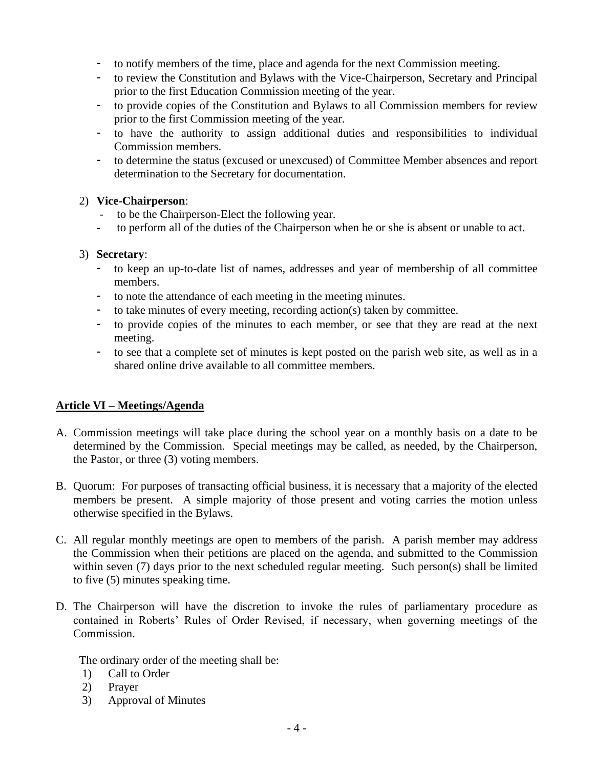- to notify members of the time, place and agenda for the next Commission meeting.
- to review the Constitution and Bylaws with the Vice-Chairperson, Secretary and Principal prior to the first Education Commission meeting of the year.
- to provide copies of the Constitution and Bylaws to all Commission members for review prior to the first Commission meeting of the year.
- to have the authority to assign additional duties and responsibilities to individual Commission members.
- to determine the status (excused or unexcused) of Committee Member absences and report determination to the Secretary for documentation.

2) **Vice-Chairperson**:
   - to be the Chairperson-Elect the following year.
   - to perform all of the duties of the Chairperson when he or she is absent or unable to act.

3) **Secretary**:
   - to keep an up-to-date list of names, addresses and year of membership of all committee members.
   - to note the attendance of each meeting in the meeting minutes.
   - to take minutes of every meeting, recording action(s) taken by committee.
   - to provide copies of the minutes to each member, or see that they are read at the next meeting.
   - to see that a complete set of minutes is kept posted on the parish web site, as well as in a shared online drive available to all committee members.

## **Article VI – Meetings/Agenda**

A. Commission meetings will take place during the school year on a monthly basis on a date to be determined by the Commission. Special meetings may be called, as needed, by the Chairperson, the Pastor, or three (3) voting members.

B. Quorum: For purposes of transacting official business, it is necessary that a majority of the elected members be present. A simple majority of those present and voting carries the motion unless otherwise specified in the Bylaws.

C. All regular monthly meetings are open to members of the parish. A parish member may address the Commission when their petitions are placed on the agenda, and submitted to the Commission within seven (7) days prior to the next scheduled regular meeting. Such person(s) shall be limited to five (5) minutes speaking time.

D. The Chairperson will have the discretion to invoke the rules of parliamentary procedure as contained in Roberts' Rules of Order Revised, if necessary, when governing meetings of the Commission.

   The ordinary order of the meeting shall be:
   1) Call to Order
   2) Prayer
   3) Approval of Minutes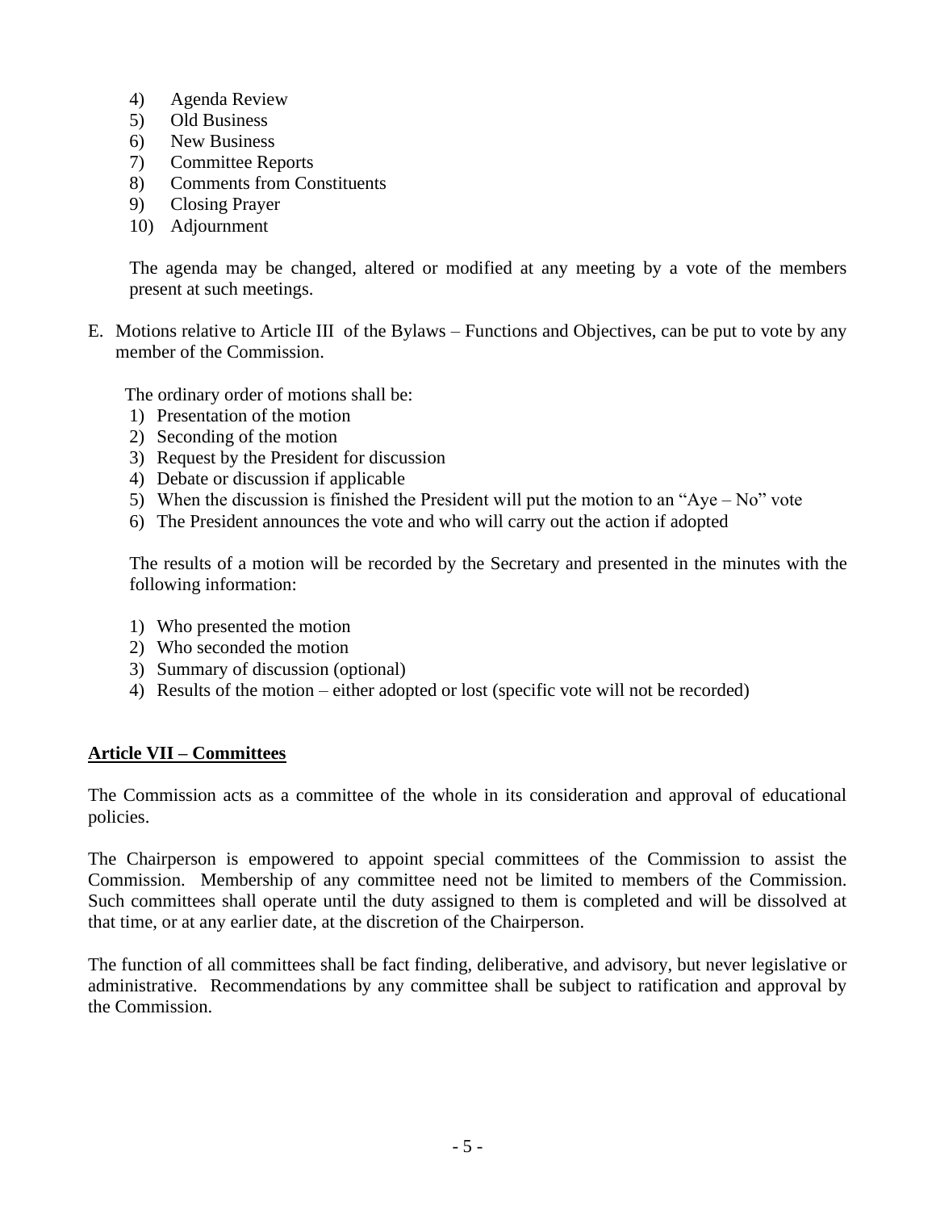4) Agenda Review
5) Old Business
6) New Business
7) Committee Reports
8) Comments from Constituents
9) Closing Prayer
10) Adjournment

The agenda may be changed, altered or modified at any meeting by a vote of the members present at such meetings.

E. Motions relative to Article III of the Bylaws – Functions and Objectives, can be put to vote by any member of the Commission.

   The ordinary order of motions shall be:

   1) Presentation of the motion
   2) Seconding of the motion
   3) Request by the President for discussion
   4) Debate or discussion if applicable
   5) When the discussion is finished the President will put the motion to an "Aye – No" vote
   6) The President announces the vote and who will carry out the action if adopted

   The results of a motion will be recorded by the Secretary and presented in the minutes with the following information:

   1) Who presented the motion
   2) Who seconded the motion
   3) Summary of discussion (optional)
   4) Results of the motion – either adopted or lost (specific vote will not be recorded)

## Article VII – Committees

The Commission acts as a committee of the whole in its consideration and approval of educational policies.

The Chairperson is empowered to appoint special committees of the Commission to assist the Commission. Membership of any committee need not be limited to members of the Commission. Such committees shall operate until the duty assigned to them is completed and will be dissolved at that time, or at any earlier date, at the discretion of the Chairperson.

The function of all committees shall be fact finding, deliberative, and advisory, but never legislative or administrative. Recommendations by any committee shall be subject to ratification and approval by the Commission.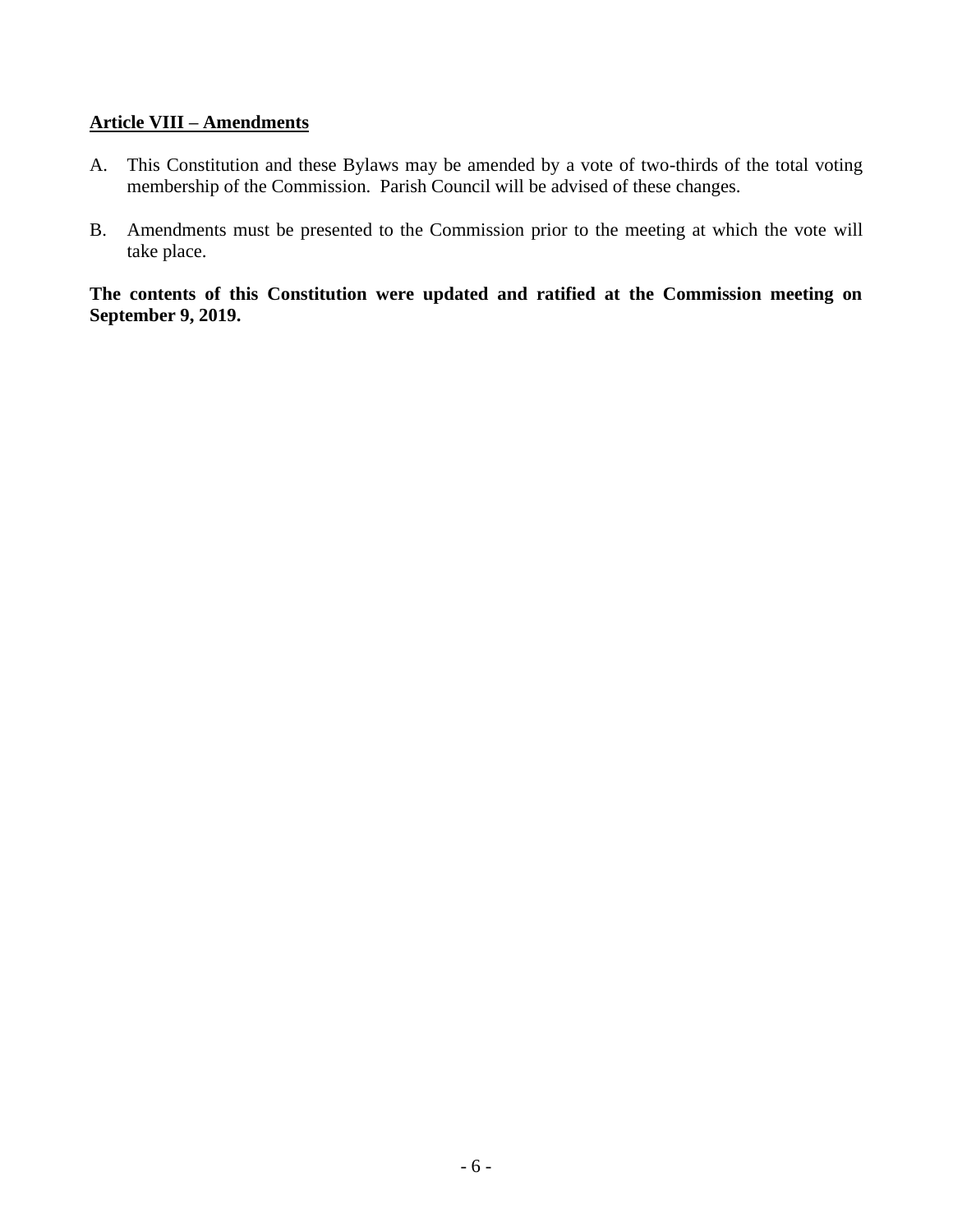**Article VIII – Amendments**

A. This Constitution and these Bylaws may be amended by a vote of two-thirds of the total voting membership of the Commission. Parish Council will be advised of these changes.

B. Amendments must be presented to the Commission prior to the meeting at which the vote will take place.

**The contents of this Constitution were updated and ratified at the Commission meeting on September 9, 2019.**